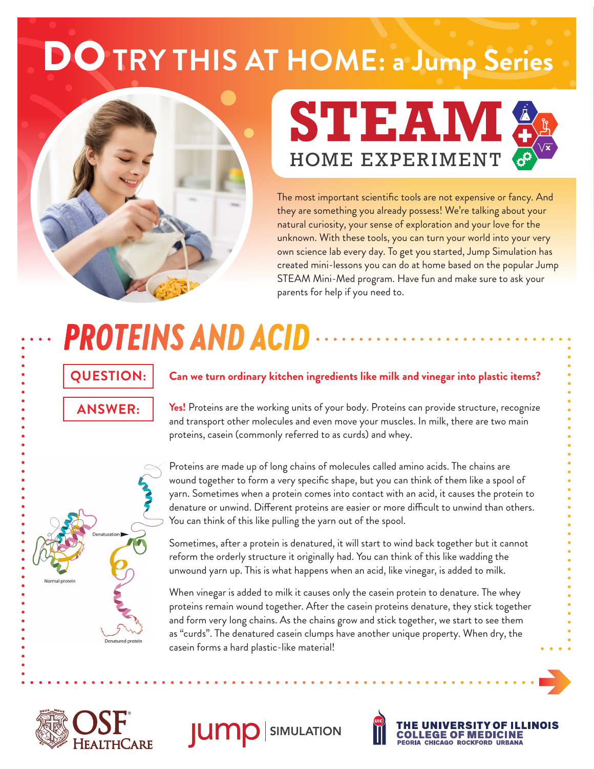# DO TRY THIS AT HOME: a Jump Series

## STEAM HOME EXPERIMENT

The most important scientific tools are not expensive or fancy. And they are something you already possess! We're talking about your natural curiosity, your sense of exploration and your love for the unknown. With these tools, you can turn your world into your very own science lab every day. To get you started, Jump Simulation has created mini-lessons you can do at home based on the popular Jump STEAM Mini-Med program. Have fun and make sure to ask your parents for help if you need to.

## PROTEINS AND ACID

**QUESTION:** **Can we turn ordinary kitchen ingredients like milk and vinegar into plastic items?**

**ANSWER:** **Yes!** Proteins are the working units of your body. Proteins can provide structure, recognize and transport other molecules and even move your muscles. In milk, there are two main proteins, casein (commonly referred to as curds) and whey.

Proteins are made up of long chains of molecules called amino acids. The chains are wound together to form a very specific shape, but you can think of them like a spool of yarn. Sometimes when a protein comes into contact with an acid, it causes the protein to denature or unwind. Different proteins are easier or more difficult to unwind than others. You can think of this like pulling the yarn out of the spool.

Normal protein — Denaturation → Denatured protein

Sometimes, after a protein is denatured, it will start to wind back together but it cannot reform the orderly structure it originally had. You can think of this like wadding the unwound yarn up. This is what happens when an acid, like vinegar, is added to milk.

When vinegar is added to milk it causes only the casein protein to denature. The whey proteins remain wound together. After the casein proteins denature, they stick together and form very long chains. As the chains grow and stick together, we start to see them as "curds". The denatured casein clumps have another unique property. When dry, the casein forms a hard plastic-like material!

OSF HealthCare | Jump Simulation | The University of Illinois College of Medicine — Peoria Chicago Rockford Urbana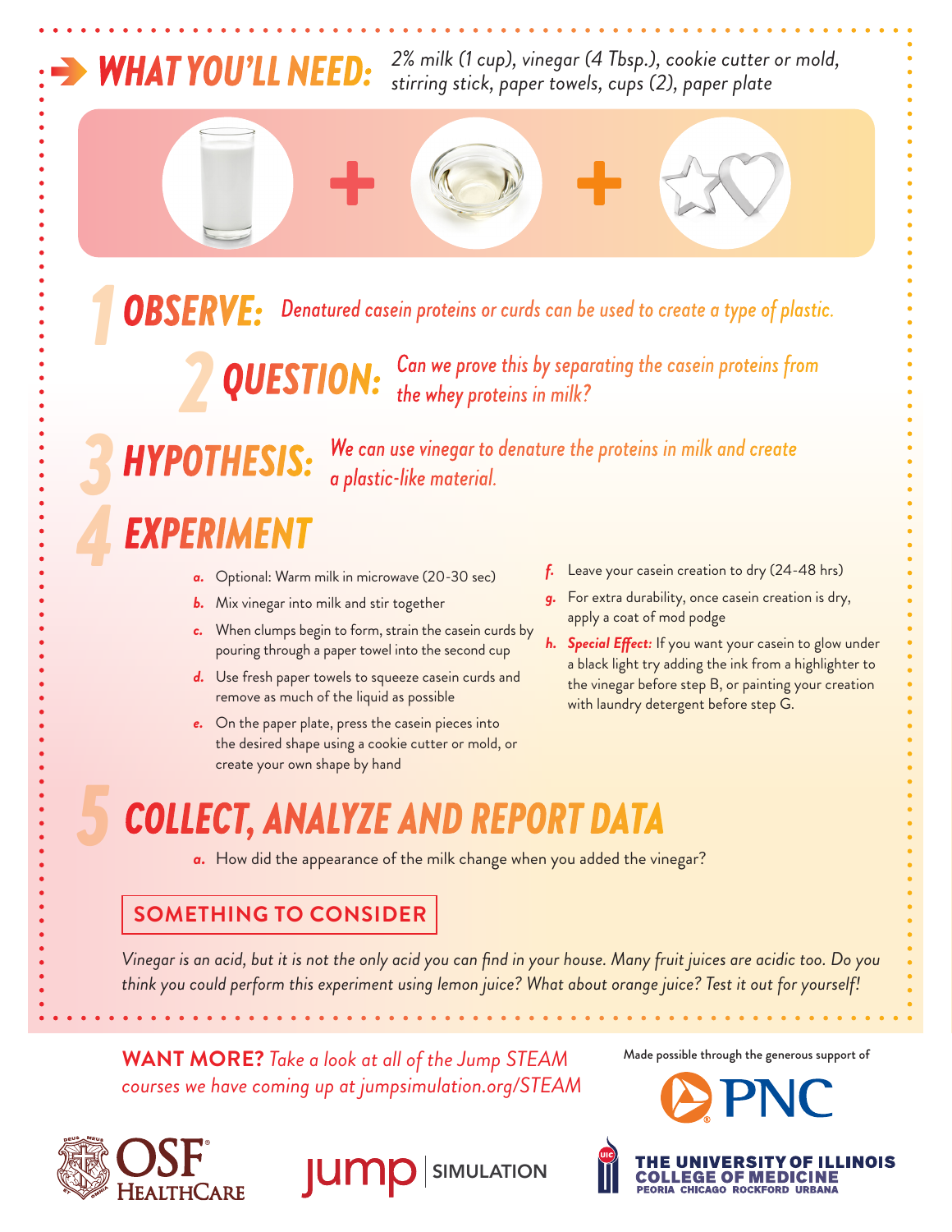## WHAT YOU'LL NEED:

*2% milk (1 cup), vinegar (4 Tbsp.), cookie cutter or mold, stirring stick, paper towels, cups (2), paper plate*

## 1 OBSERVE:

*Denatured casein proteins or curds can be used to create a type of plastic.*

## 2 QUESTION:

*Can we prove this by separating the casein proteins from the whey proteins in milk?*

## 3 HYPOTHESIS:

*We can use vinegar to denature the proteins in milk and create a plastic-like material.*

## 4 EXPERIMENT

a. Optional: Warm milk in microwave (20-30 sec)

b. Mix vinegar into milk and stir together

c. When clumps begin to form, strain the casein curds by pouring through a paper towel into the second cup

d. Use fresh paper towels to squeeze casein curds and remove as much of the liquid as possible

e. On the paper plate, press the casein pieces into the desired shape using a cookie cutter or mold, or create your own shape by hand

f. Leave your casein creation to dry (24-48 hrs)

g. For extra durability, once casein creation is dry, apply a coat of mod podge

h. ***Special Effect:*** If you want your casein to glow under a black light try adding the ink from a highlighter to the vinegar before step B, or painting your creation with laundry detergent before step G.

## 5 COLLECT, ANALYZE AND REPORT DATA

a. How did the appearance of the milk change when you added the vinegar?

### SOMETHING TO CONSIDER

*Vinegar is an acid, but it is not the only acid you can find in your house. Many fruit juices are acidic too. Do you think you could perform this experiment using lemon juice? What about orange juice? Test it out for yourself!*

**WANT MORE?** *Take a look at all of the Jump STEAM courses we have coming up at jumpsimulation.org/STEAM*

Made possible through the generous support of

PNC

OSF HealthCare

jump | SIMULATION

THE UNIVERSITY OF ILLINOIS COLLEGE OF MEDICINE
PEORIA CHICAGO ROCKFORD URBANA